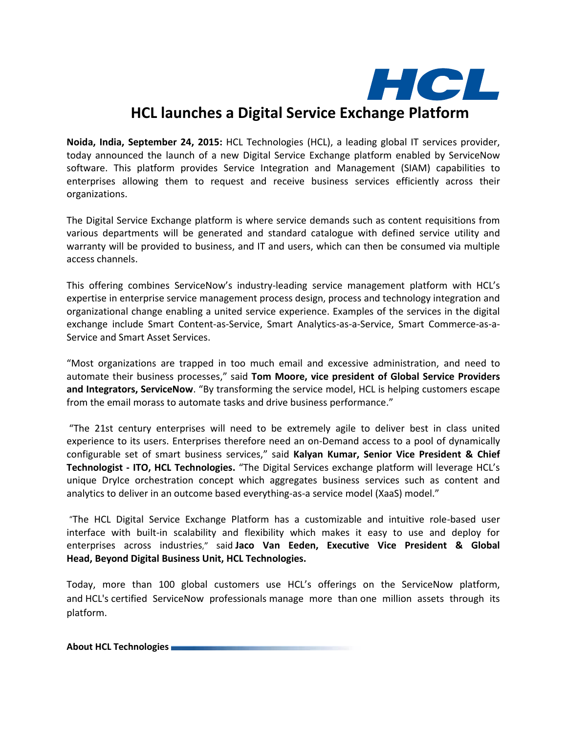HCL

# HCL launches a Digital Service Exchange Platform

**Noida, India, September 24, 2015:** HCL Technologies (HCL), a leading global IT services provider, today announced the launch of a new Digital Service Exchange platform enabled by ServiceNow software. This platform provides Service Integration and Management (SIAM) capabilities to enterprises allowing them to request and receive business services efficiently across their organizations.

The Digital Service Exchange platform is where service demands such as content requisitions from various departments will be generated and standard catalogue with defined service utility and warranty will be provided to business, and IT and users, which can then be consumed via multiple access channels.

This offering combines ServiceNow's industry-leading service management platform with HCL's expertise in enterprise service management process design, process and technology integration and organizational change enabling a united service experience. Examples of the services in the digital exchange include Smart Content-as-Service, Smart Analytics-as-a-Service, Smart Commerce-as-a-Service and Smart Asset Services.

"Most organizations are trapped in too much email and excessive administration, and need to automate their business processes," said **Tom Moore, vice president of Global Service Providers and Integrators, ServiceNow**. "By transforming the service model, HCL is helping customers escape from the email morass to automate tasks and drive business performance."

"The 21st century enterprises will need to be extremely agile to deliver best in class united experience to its users. Enterprises therefore need an on-Demand access to a pool of dynamically configurable set of smart business services," said **Kalyan Kumar, Senior Vice President & Chief Technologist - ITO, HCL Technologies.** "The Digital Services exchange platform will leverage HCL's unique DryIce orchestration concept which aggregates business services such as content and analytics to deliver in an outcome based everything-as-a service model (XaaS) model."

"The HCL Digital Service Exchange Platform has a customizable and intuitive role-based user interface with built-in scalability and flexibility which makes it easy to use and deploy for enterprises across industries," said **Jaco Van Eeden, Executive Vice President & Global Head, Beyond Digital Business Unit, HCL Technologies.**

Today, more than 100 global customers use HCL's offerings on the ServiceNow platform, and HCL's certified ServiceNow professionals manage more than one million assets through its platform.

**About HCL Technologies**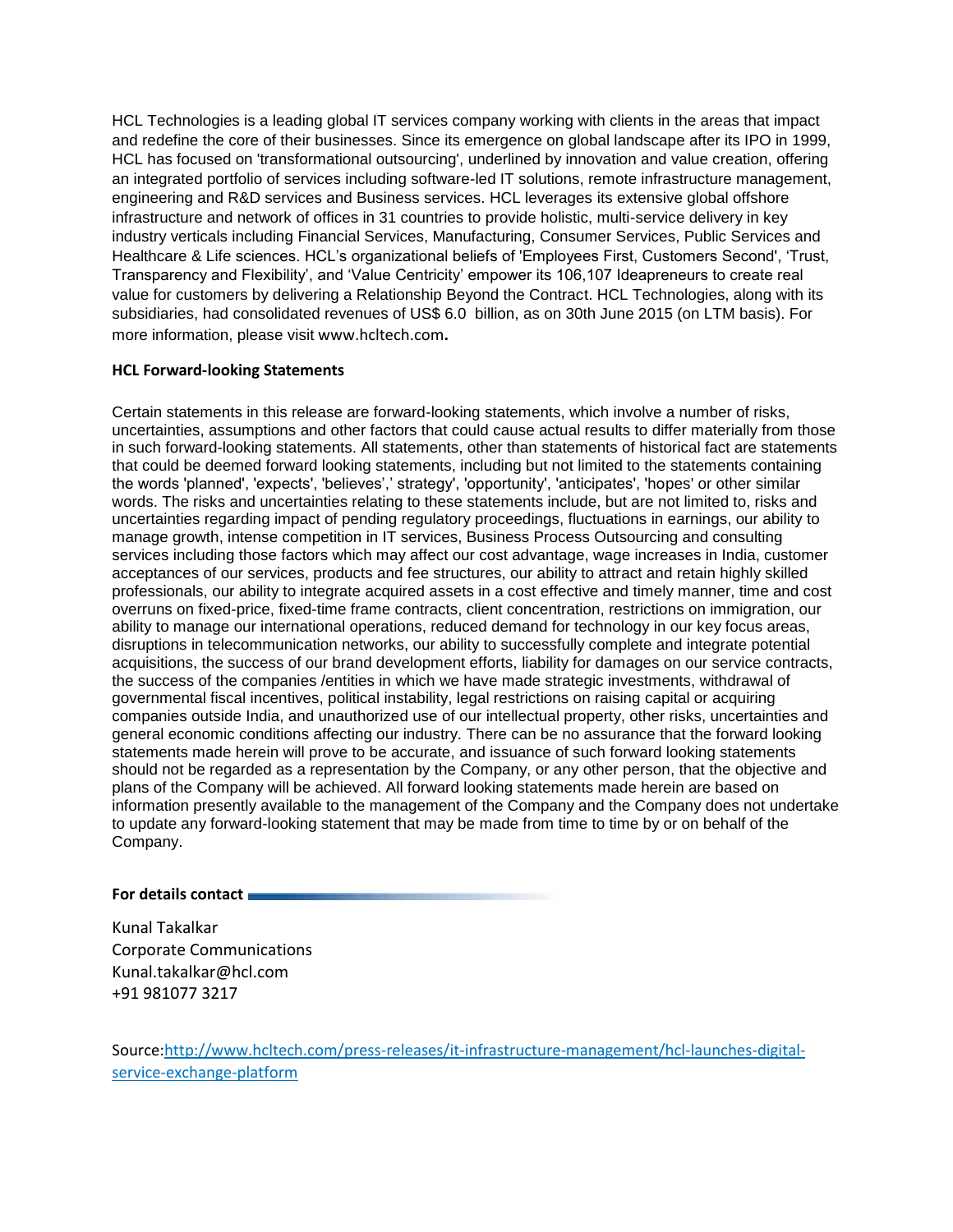HCL Technologies is a leading global IT services company working with clients in the areas that impact and redefine the core of their businesses. Since its emergence on global landscape after its IPO in 1999, HCL has focused on 'transformational outsourcing', underlined by innovation and value creation, offering an integrated portfolio of services including software-led IT solutions, remote infrastructure management, engineering and R&D services and Business services. HCL leverages its extensive global offshore infrastructure and network of offices in 31 countries to provide holistic, multi-service delivery in key industry verticals including Financial Services, Manufacturing, Consumer Services, Public Services and Healthcare & Life sciences. HCL's organizational beliefs of 'Employees First, Customers Second', 'Trust, Transparency and Flexibility', and 'Value Centricity' empower its 106,107 Ideapreneurs to create real value for customers by delivering a Relationship Beyond the Contract. HCL Technologies, along with its subsidiaries, had consolidated revenues of US$ 6.0 billion, as on 30th June 2015 (on LTM basis). For more information, please visit www.hcltech.com.

**HCL Forward-looking Statements**

Certain statements in this release are forward-looking statements, which involve a number of risks, uncertainties, assumptions and other factors that could cause actual results to differ materially from those in such forward-looking statements. All statements, other than statements of historical fact are statements that could be deemed forward looking statements, including but not limited to the statements containing the words 'planned', 'expects', 'believes',' strategy', 'opportunity', 'anticipates', 'hopes' or other similar words. The risks and uncertainties relating to these statements include, but are not limited to, risks and uncertainties regarding impact of pending regulatory proceedings, fluctuations in earnings, our ability to manage growth, intense competition in IT services, Business Process Outsourcing and consulting services including those factors which may affect our cost advantage, wage increases in India, customer acceptances of our services, products and fee structures, our ability to attract and retain highly skilled professionals, our ability to integrate acquired assets in a cost effective and timely manner, time and cost overruns on fixed-price, fixed-time frame contracts, client concentration, restrictions on immigration, our ability to manage our international operations, reduced demand for technology in our key focus areas, disruptions in telecommunication networks, our ability to successfully complete and integrate potential acquisitions, the success of our brand development efforts, liability for damages on our service contracts, the success of the companies /entities in which we have made strategic investments, withdrawal of governmental fiscal incentives, political instability, legal restrictions on raising capital or acquiring companies outside India, and unauthorized use of our intellectual property, other risks, uncertainties and general economic conditions affecting our industry. There can be no assurance that the forward looking statements made herein will prove to be accurate, and issuance of such forward looking statements should not be regarded as a representation by the Company, or any other person, that the objective and plans of the Company will be achieved. All forward looking statements made herein are based on information presently available to the management of the Company and the Company does not undertake to update any forward-looking statement that may be made from time to time by or on behalf of the Company.

**For details contact**

Kunal Takalkar
Corporate Communications
Kunal.takalkar@hcl.com
+91 981077 3217

Source:http://www.hcltech.com/press-releases/it-infrastructure-management/hcl-launches-digital-service-exchange-platform